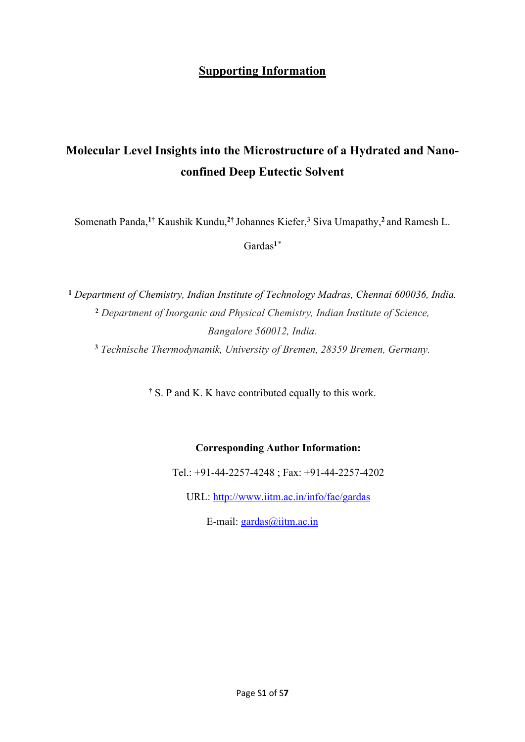## Supporting Information

# Molecular Level Insights into the Microstructure of a Hydrated and Nano-confined Deep Eutectic Solvent

Somenath Panda,[1†] Kaushik Kundu,[2†] Johannes Kiefer,[3] Siva Umapathy,[2] and Ramesh L. Gardas[1*]

[1] *Department of Chemistry, Indian Institute of Technology Madras, Chennai 600036, India.*

[2] *Department of Inorganic and Physical Chemistry, Indian Institute of Science, Bangalore 560012, India.*

[3] *Technische Thermodynamik, University of Bremen, 28359 Bremen, Germany.*

[†] S. P and K. K have contributed equally to this work.

**Corresponding Author Information:**

Tel.: +91-44-2257-4248 ; Fax: +91-44-2257-4202

URL: http://www.iitm.ac.in/info/fac/gardas

E-mail: gardas@iitm.ac.in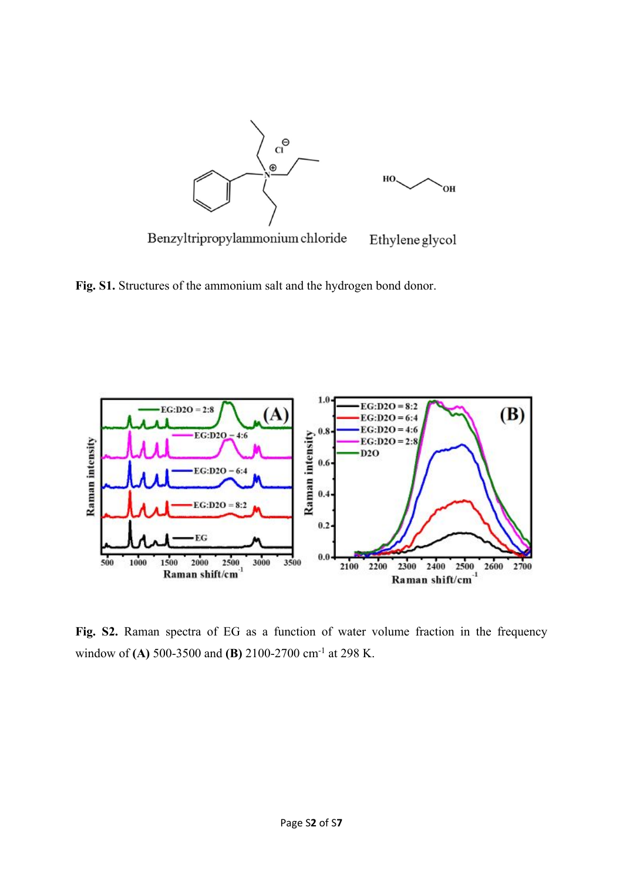**Fig. S1.** Structures of the ammonium salt and the hydrogen bond donor.

**Fig. S2.** Raman spectra of EG as a function of water volume fraction in the frequency window of **(A)** 500-3500 and **(B)** 2100-2700 $cm^{-1}$ at 298 K.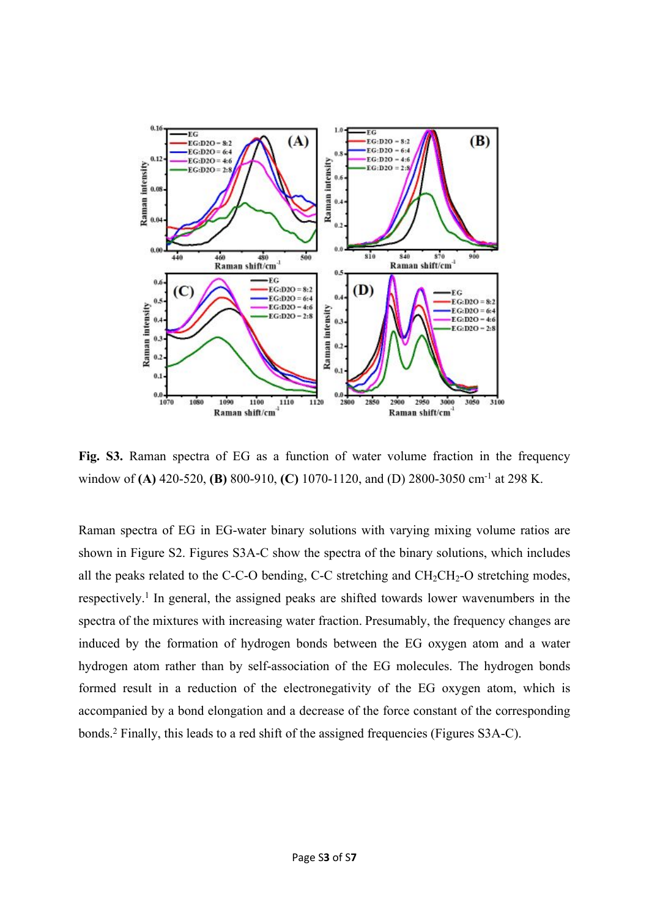**Fig. S3.** Raman spectra of EG as a function of water volume fraction in the frequency window of **(A)** 420-520, **(B)** 800-910, **(C)** 1070-1120, and (D) 2800-3050 cm$^{-1}$ at 298 K.

Raman spectra of EG in EG-water binary solutions with varying mixing volume ratios are shown in Figure S2. Figures S3A-C show the spectra of the binary solutions, which includes all the peaks related to the C-C-O bending, C-C stretching and $CH_2CH_2$-O stretching modes, respectively.[1] In general, the assigned peaks are shifted towards lower wavenumbers in the spectra of the mixtures with increasing water fraction. Presumably, the frequency changes are induced by the formation of hydrogen bonds between the EG oxygen atom and a water hydrogen atom rather than by self-association of the EG molecules. The hydrogen bonds formed result in a reduction of the electronegativity of the EG oxygen atom, which is accompanied by a bond elongation and a decrease of the force constant of the corresponding bonds.[2] Finally, this leads to a red shift of the assigned frequencies (Figures S3A-C).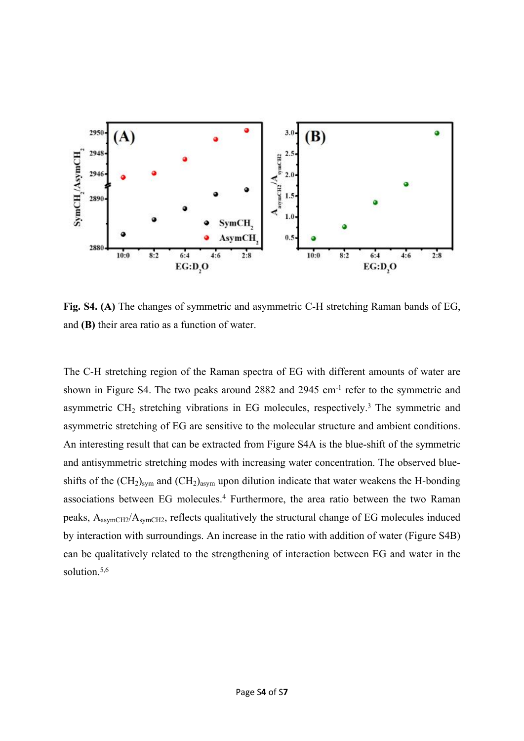**Fig. S4. (A)** The changes of symmetric and asymmetric C-H stretching Raman bands of EG, and **(B)** their area ratio as a function of water.

The C-H stretching region of the Raman spectra of EG with different amounts of water are shown in Figure S4. The two peaks around 2882 and 2945 cm$^{-1}$ refer to the symmetric and asymmetric $CH_2$ stretching vibrations in EG molecules, respectively.[3] The symmetric and asymmetric stretching of EG are sensitive to the molecular structure and ambient conditions. An interesting result that can be extracted from Figure S4A is the blue-shift of the symmetric and antisymmetric stretching modes with increasing water concentration. The observed blue-shifts of the $(CH_2)_{sym}$ and $(CH_2)_{asym}$ upon dilution indicate that water weakens the H-bonding associations between EG molecules.[4] Furthermore, the area ratio between the two Raman peaks, $A_{asymCH2}/A_{symCH2}$, reflects qualitatively the structural change of EG molecules induced by interaction with surroundings. An increase in the ratio with addition of water (Figure S4B) can be qualitatively related to the strengthening of interaction between EG and water in the solution.[5,6]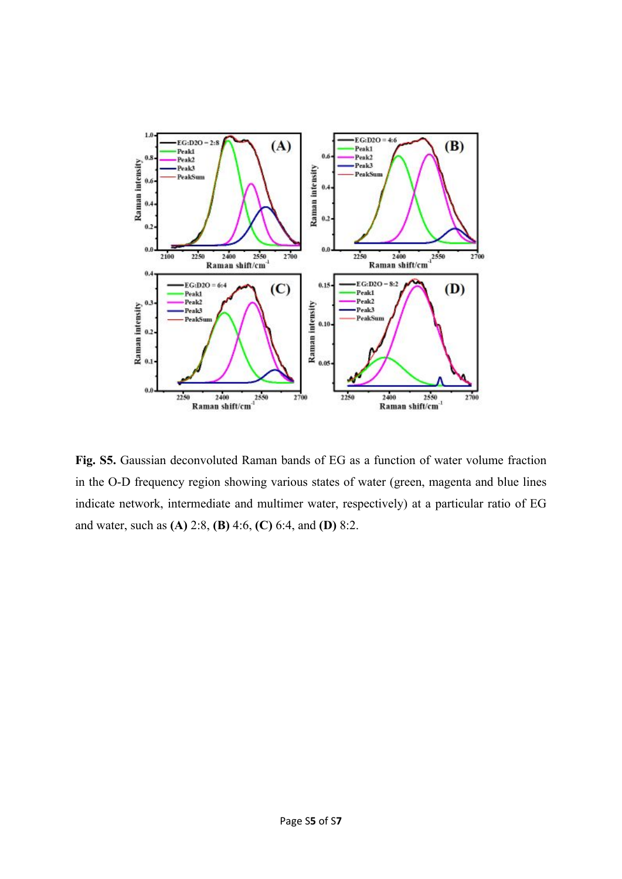**Fig. S5.** Gaussian deconvoluted Raman bands of EG as a function of water volume fraction in the O-D frequency region showing various states of water (green, magenta and blue lines indicate network, intermediate and multimer water, respectively) at a particular ratio of EG and water, such as **(A)** 2:8, **(B)** 4:6, **(C)** 6:4, and **(D)** 8:2.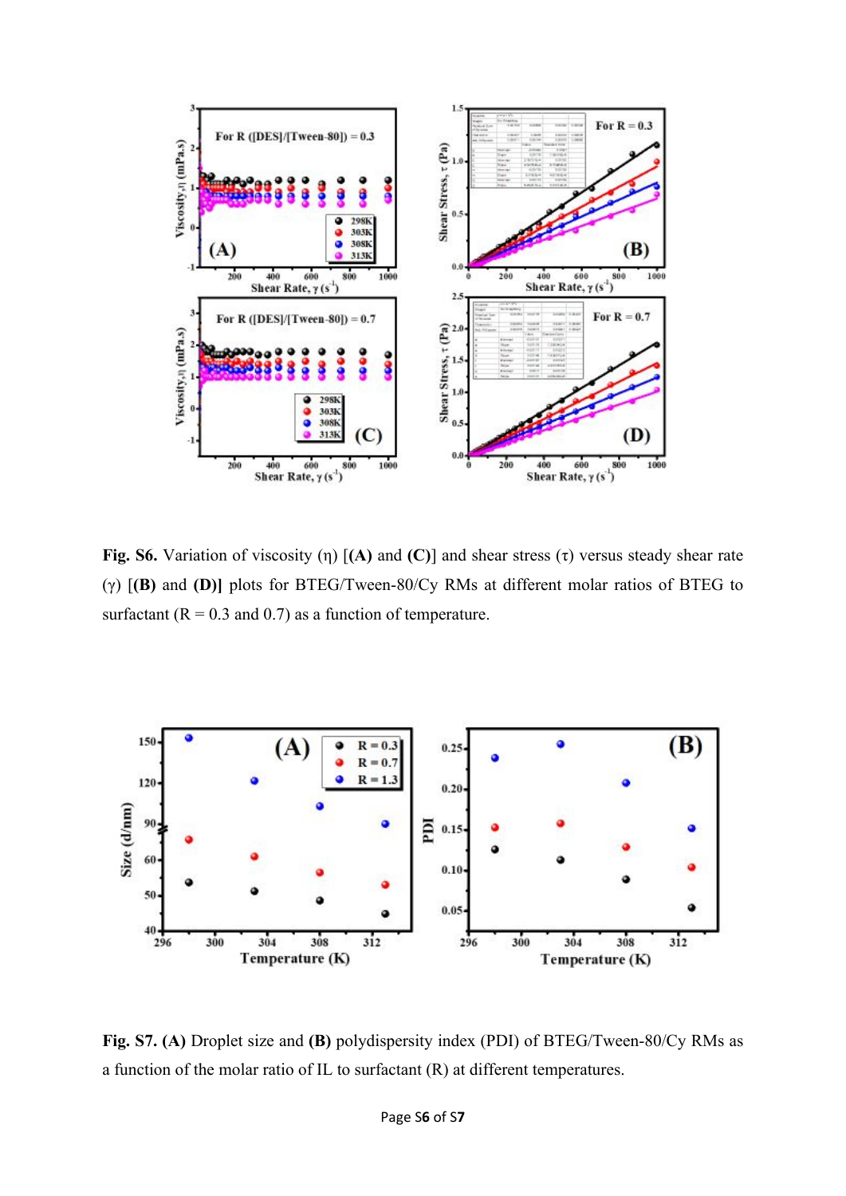**Fig. S6.** Variation of viscosity (η) [**(A)** and **(C)**] and shear stress (τ) versus steady shear rate (γ) [**(B)** and **(D)**] plots for BTEG/Tween-80/Cy RMs at different molar ratios of BTEG to surfactant (R = 0.3 and 0.7) as a function of temperature.

**Fig. S7. (A)** Droplet size and **(B)** polydispersity index (PDI) of BTEG/Tween-80/Cy RMs as a function of the molar ratio of IL to surfactant (R) at different temperatures.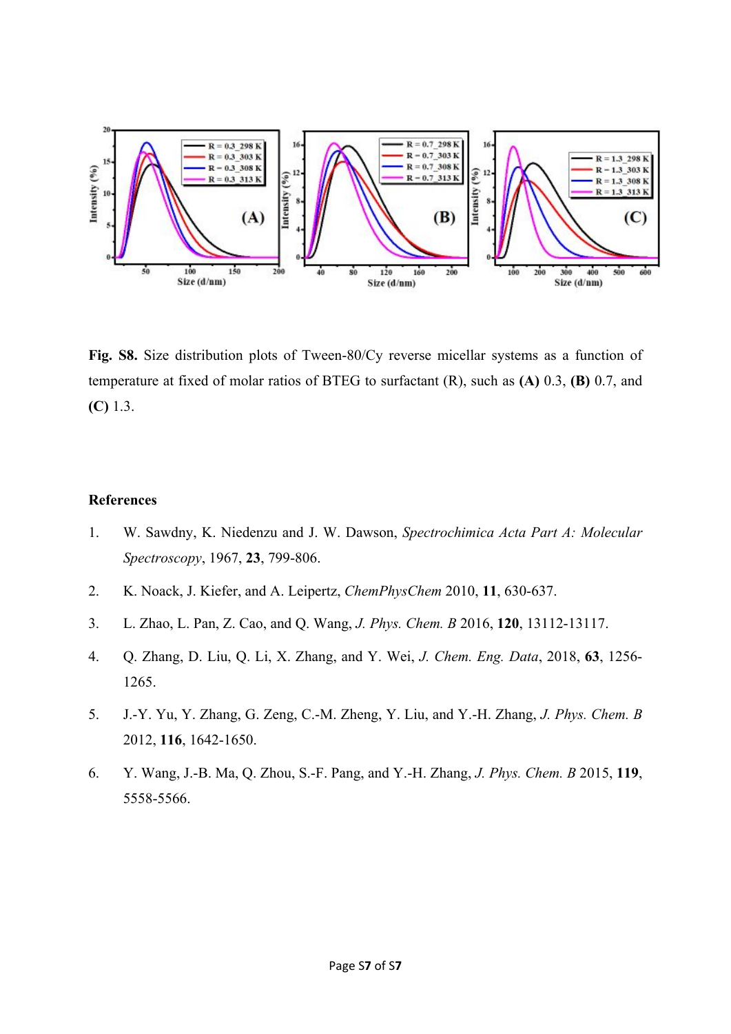Intensity (%)
20
15
10
5
0
50
100
150
200
Size (d/nm)
R = 0.3_298 K
R = 0.3_303 K
R = 0.3_308 K
R = 0.3_313 K
(A)

Intensity (%)
16
12
8
4
0
40
80
120
160
200
Size (d/nm)
R = 0.7_298 K
R = 0.7_303 K
R = 0.7_308 K
R = 0.7_313 K
(B)

Intensity (%)
16
12
8
4
0
100
200
300
400
500
600
Size (d/nm)
R = 1.3_298 K
R = 1.3_303 K
R = 1.3_308 K
R = 1.3_313 K
(C)

**Fig. S8.** Size distribution plots of Tween-80/Cy reverse micellar systems as a function of temperature at fixed of molar ratios of BTEG to surfactant (R), such as **(A)** 0.3, **(B)** 0.7, and **(C)** 1.3.

**References**

1. W. Sawdny, K. Niedenzu and J. W. Dawson, *Spectrochimica Acta Part A: Molecular Spectroscopy*, 1967, **23**, 799-806.
2. K. Noack, J. Kiefer, and A. Leipertz, *ChemPhysChem* 2010, **11**, 630-637.
3. L. Zhao, L. Pan, Z. Cao, and Q. Wang, *J. Phys. Chem. B* 2016, **120**, 13112-13117.
4. Q. Zhang, D. Liu, Q. Li, X. Zhang, and Y. Wei, *J. Chem. Eng. Data*, 2018, **63**, 1256-1265.
5. J.-Y. Yu, Y. Zhang, G. Zeng, C.-M. Zheng, Y. Liu, and Y.-H. Zhang, *J. Phys. Chem. B* 2012, **116**, 1642-1650.
6. Y. Wang, J.-B. Ma, Q. Zhou, S.-F. Pang, and Y.-H. Zhang, *J. Phys. Chem. B* 2015, **119**, 5558-5566.